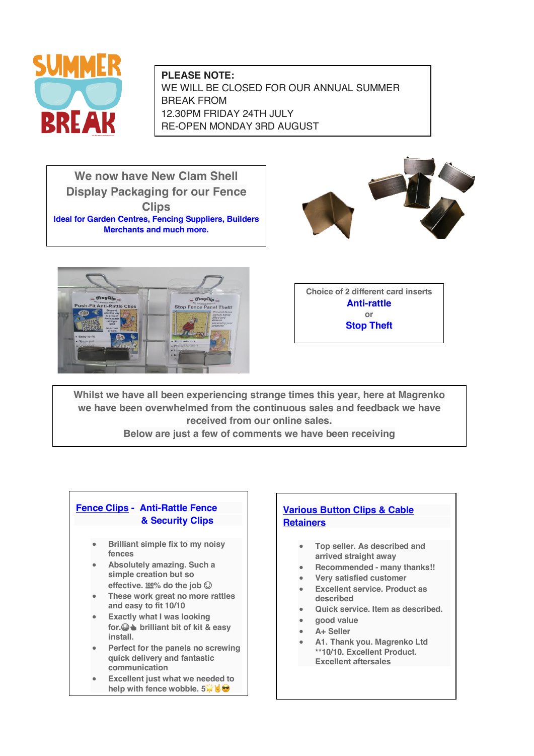**PLEASE NOTE:**
WE WILL BE CLOSED FOR OUR ANNUAL SUMMER BREAK FROM
12.30PM FRIDAY 24TH JULY
RE-OPEN MONDAY 3RD AUGUST

## We now have New Clam Shell Display Packaging for our Fence Clips

**Ideal for Garden Centres, Fencing Suppliers, Builders Merchants and much more.**

Choice of 2 different card inserts
**Anti-rattle**
or
**Stop Theft**

**Whilst we have all been experiencing strange times this year, here at Magrenko we have been overwhelmed from the continuous sales and feedback we have received from our online sales.**
**Below are just a few of comments we have been receiving**

### Fence Clips - Anti-Rattle Fence & Security Clips

- Brilliant simple fix to my noisy fences
- Absolutely amazing. Such a simple creation but so effective. 💯% do the job ☺
- These work great no more rattles and easy to fit 10/10
- Exactly what I was looking for.😂👍 brilliant bit of kit & easy install.
- Perfect for the panels no screwing quick delivery and fantastic communication
- Excellent just what we needed to help with fence wobble. 5🌟🤘😎

### Various Button Clips & Cable Retainers

- Top seller. As described and arrived straight away
- Recommended - many thanks!!
- Very satisfied customer
- Excellent service. Product as described
- Quick service. Item as described.
- good value
- A+ Seller
- A1. Thank you. Magrenko Ltd **10/10. Excellent Product. Excellent aftersales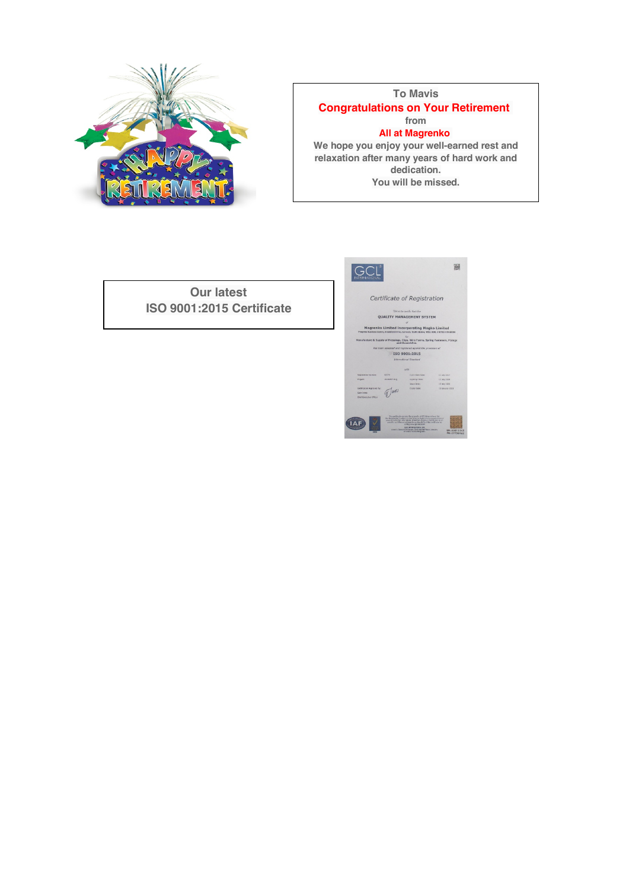To Mavis

**Congratulations on Your Retirement**

from

**All at Magrenko**

We hope you enjoy your well-earned rest and relaxation after many years of hard work and dedication.

You will be missed.

**Our latest ISO 9001:2015 Certificate**